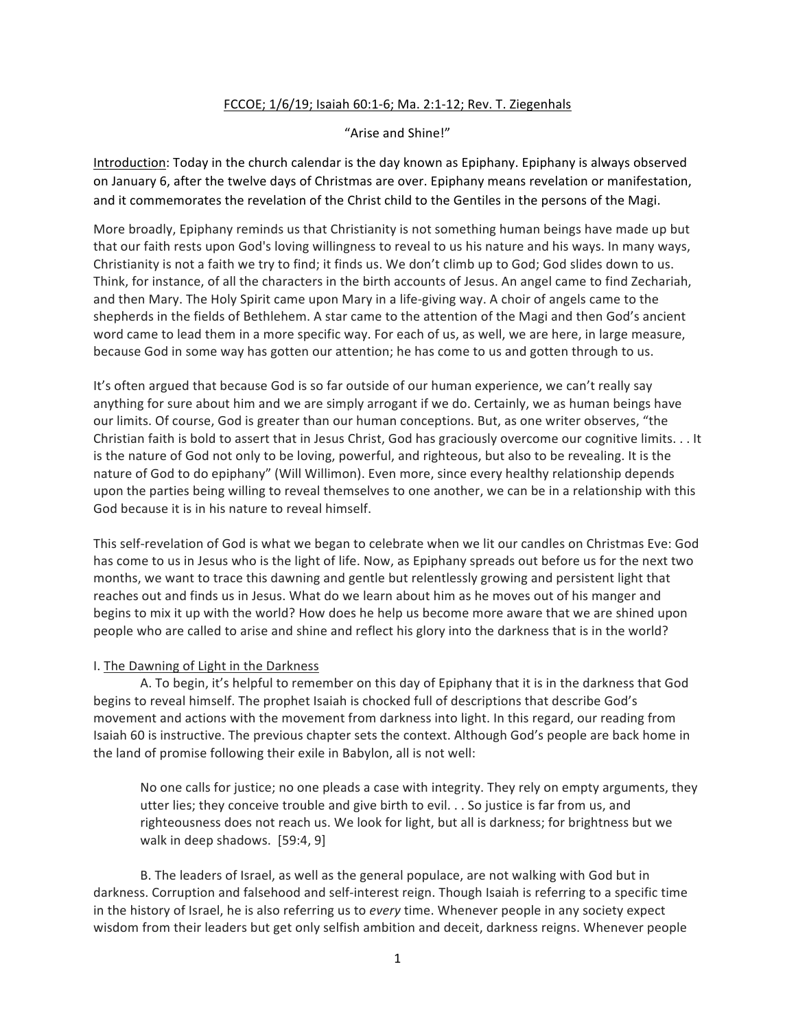<u>FCCOE; 1/6/19; Isaiah 60:1-6; Ma. 2:1-12; Rev. T. Ziegenhals</u>

"Arise and Shine!"

<u>Introduction</u>: Today in the church calendar is the day known as Epiphany. Epiphany is always observed on January 6, after the twelve days of Christmas are over. Epiphany means revelation or manifestation, and it commemorates the revelation of the Christ child to the Gentiles in the persons of the Magi.

More broadly, Epiphany reminds us that Christianity is not something human beings have made up but that our faith rests upon God's loving willingness to reveal to us his nature and his ways. In many ways, Christianity is not a faith we try to find; it finds us. We don't climb up to God; God slides down to us. Think, for instance, of all the characters in the birth accounts of Jesus. An angel came to find Zechariah, and then Mary. The Holy Spirit came upon Mary in a life-giving way. A choir of angels came to the shepherds in the fields of Bethlehem. A star came to the attention of the Magi and then God's ancient word came to lead them in a more specific way. For each of us, as well, we are here, in large measure, because God in some way has gotten our attention; he has come to us and gotten through to us.

It's often argued that because God is so far outside of our human experience, we can't really say anything for sure about him and we are simply arrogant if we do. Certainly, we as human beings have our limits. Of course, God is greater than our human conceptions. But, as one writer observes, "the Christian faith is bold to assert that in Jesus Christ, God has graciously overcome our cognitive limits. . . It is the nature of God not only to be loving, powerful, and righteous, but also to be revealing. It is the nature of God to do epiphany" (Will Willimon). Even more, since every healthy relationship depends upon the parties being willing to reveal themselves to one another, we can be in a relationship with this God because it is in his nature to reveal himself.

This self-revelation of God is what we began to celebrate when we lit our candles on Christmas Eve: God has come to us in Jesus who is the light of life. Now, as Epiphany spreads out before us for the next two months, we want to trace this dawning and gentle but relentlessly growing and persistent light that reaches out and finds us in Jesus. What do we learn about him as he moves out of his manger and begins to mix it up with the world? How does he help us become more aware that we are shined upon people who are called to arise and shine and reflect his glory into the darkness that is in the world?

I. <u>The Dawning of Light in the Darkness</u>

A. To begin, it's helpful to remember on this day of Epiphany that it is in the darkness that God begins to reveal himself. The prophet Isaiah is chocked full of descriptions that describe God's movement and actions with the movement from darkness into light. In this regard, our reading from Isaiah 60 is instructive. The previous chapter sets the context. Although God's people are back home in the land of promise following their exile in Babylon, all is not well:

> No one calls for justice; no one pleads a case with integrity. They rely on empty arguments, they utter lies; they conceive trouble and give birth to evil. . . So justice is far from us, and righteousness does not reach us. We look for light, but all is darkness; for brightness but we walk in deep shadows. [59:4, 9]

B. The leaders of Israel, as well as the general populace, are not walking with God but in darkness. Corruption and falsehood and self-interest reign. Though Isaiah is referring to a specific time in the history of Israel, he is also referring us to *every* time. Whenever people in any society expect wisdom from their leaders but get only selfish ambition and deceit, darkness reigns. Whenever people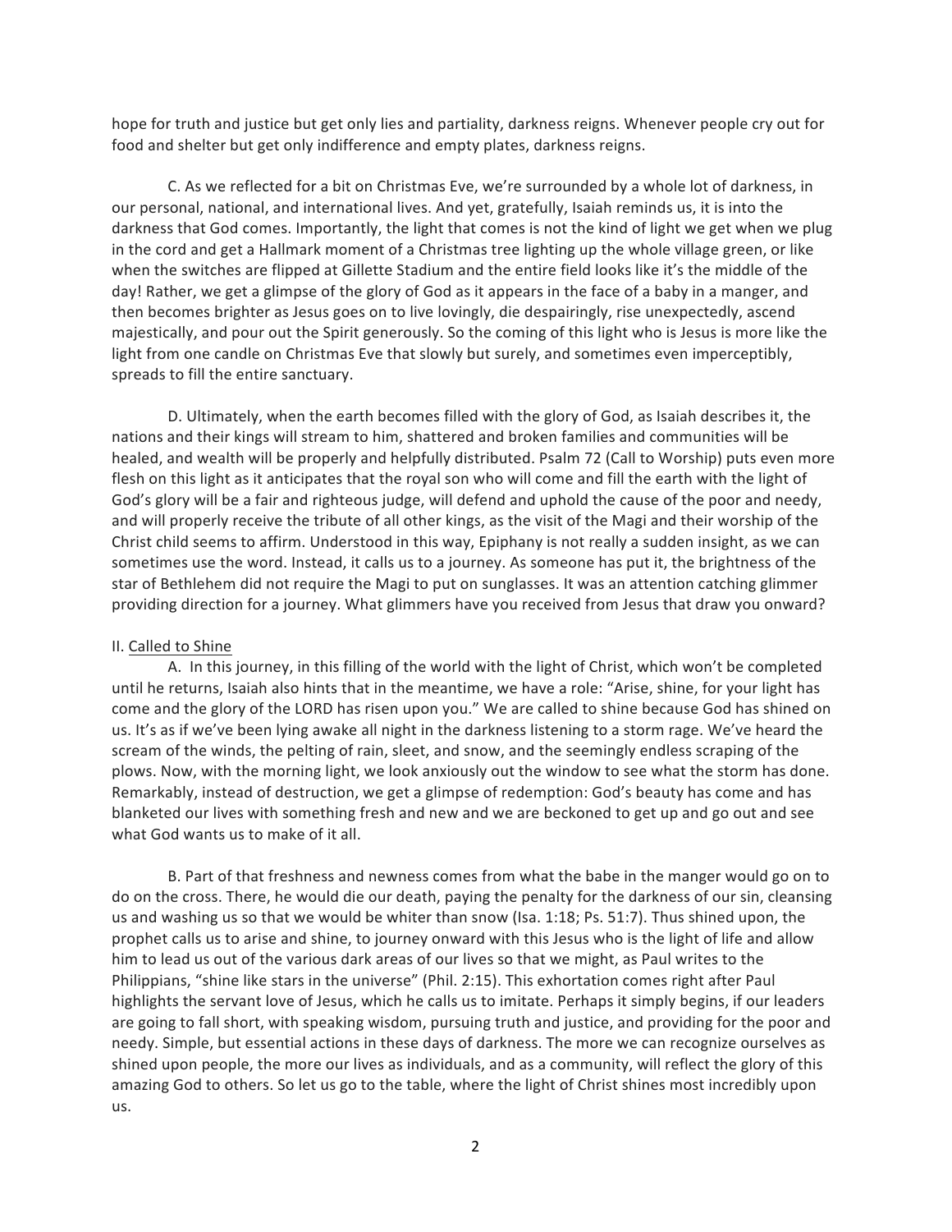hope for truth and justice but get only lies and partiality, darkness reigns. Whenever people cry out for food and shelter but get only indifference and empty plates, darkness reigns.

C. As we reflected for a bit on Christmas Eve, we're surrounded by a whole lot of darkness, in our personal, national, and international lives. And yet, gratefully, Isaiah reminds us, it is into the darkness that God comes. Importantly, the light that comes is not the kind of light we get when we plug in the cord and get a Hallmark moment of a Christmas tree lighting up the whole village green, or like when the switches are flipped at Gillette Stadium and the entire field looks like it's the middle of the day! Rather, we get a glimpse of the glory of God as it appears in the face of a baby in a manger, and then becomes brighter as Jesus goes on to live lovingly, die despairingly, rise unexpectedly, ascend majestically, and pour out the Spirit generously. So the coming of this light who is Jesus is more like the light from one candle on Christmas Eve that slowly but surely, and sometimes even imperceptibly, spreads to fill the entire sanctuary.

D. Ultimately, when the earth becomes filled with the glory of God, as Isaiah describes it, the nations and their kings will stream to him, shattered and broken families and communities will be healed, and wealth will be properly and helpfully distributed. Psalm 72 (Call to Worship) puts even more flesh on this light as it anticipates that the royal son who will come and fill the earth with the light of God's glory will be a fair and righteous judge, will defend and uphold the cause of the poor and needy, and will properly receive the tribute of all other kings, as the visit of the Magi and their worship of the Christ child seems to affirm. Understood in this way, Epiphany is not really a sudden insight, as we can sometimes use the word. Instead, it calls us to a journey. As someone has put it, the brightness of the star of Bethlehem did not require the Magi to put on sunglasses. It was an attention catching glimmer providing direction for a journey. What glimmers have you received from Jesus that draw you onward?

II. Called to Shine

A. In this journey, in this filling of the world with the light of Christ, which won't be completed until he returns, Isaiah also hints that in the meantime, we have a role: "Arise, shine, for your light has come and the glory of the LORD has risen upon you." We are called to shine because God has shined on us. It's as if we've been lying awake all night in the darkness listening to a storm rage. We've heard the scream of the winds, the pelting of rain, sleet, and snow, and the seemingly endless scraping of the plows. Now, with the morning light, we look anxiously out the window to see what the storm has done. Remarkably, instead of destruction, we get a glimpse of redemption: God's beauty has come and has blanketed our lives with something fresh and new and we are beckoned to get up and go out and see what God wants us to make of it all.

B. Part of that freshness and newness comes from what the babe in the manger would go on to do on the cross. There, he would die our death, paying the penalty for the darkness of our sin, cleansing us and washing us so that we would be whiter than snow (Isa. 1:18; Ps. 51:7). Thus shined upon, the prophet calls us to arise and shine, to journey onward with this Jesus who is the light of life and allow him to lead us out of the various dark areas of our lives so that we might, as Paul writes to the Philippians, "shine like stars in the universe" (Phil. 2:15). This exhortation comes right after Paul highlights the servant love of Jesus, which he calls us to imitate. Perhaps it simply begins, if our leaders are going to fall short, with speaking wisdom, pursuing truth and justice, and providing for the poor and needy. Simple, but essential actions in these days of darkness. The more we can recognize ourselves as shined upon people, the more our lives as individuals, and as a community, will reflect the glory of this amazing God to others. So let us go to the table, where the light of Christ shines most incredibly upon us.